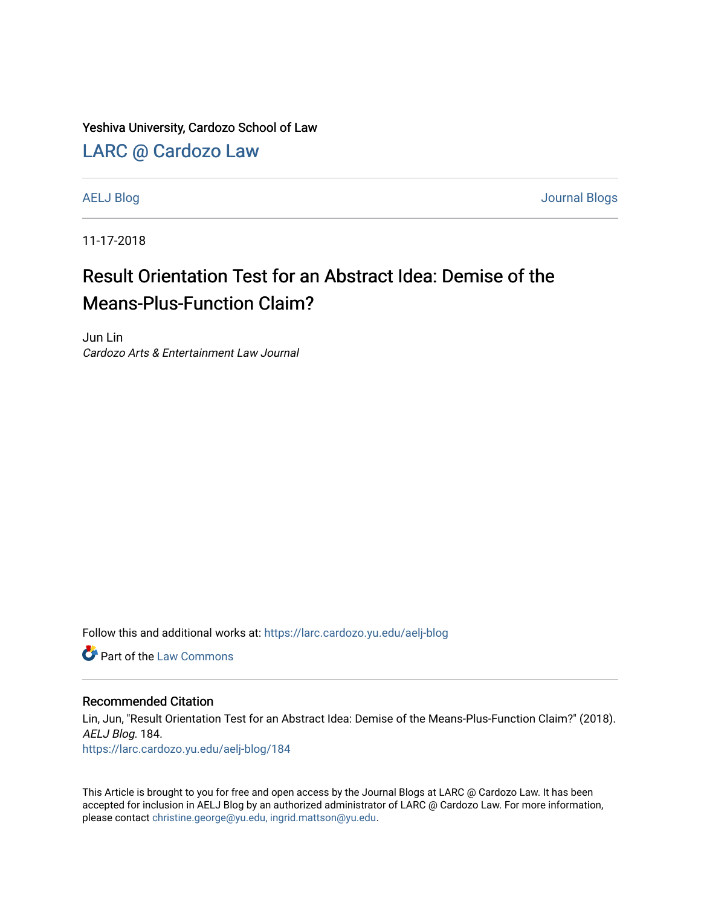Yeshiva University, Cardozo School of Law

# LARC @ Cardozo Law

AELJ Blog | Journal Blogs

11-17-2018

# Result Orientation Test for an Abstract Idea: Demise of the Means-Plus-Function Claim?

Jun Lin
*Cardozo Arts & Entertainment Law Journal*

Follow this and additional works at: https://larc.cardozo.yu.edu/aelj-blog

Part of the Law Commons

## Recommended Citation

Lin, Jun, "Result Orientation Test for an Abstract Idea: Demise of the Means-Plus-Function Claim?" (2018). *AELJ Blog*. 184.
https://larc.cardozo.yu.edu/aelj-blog/184

This Article is brought to you for free and open access by the Journal Blogs at LARC @ Cardozo Law. It has been accepted for inclusion in AELJ Blog by an authorized administrator of LARC @ Cardozo Law. For more information, please contact christine.george@yu.edu, ingrid.mattson@yu.edu.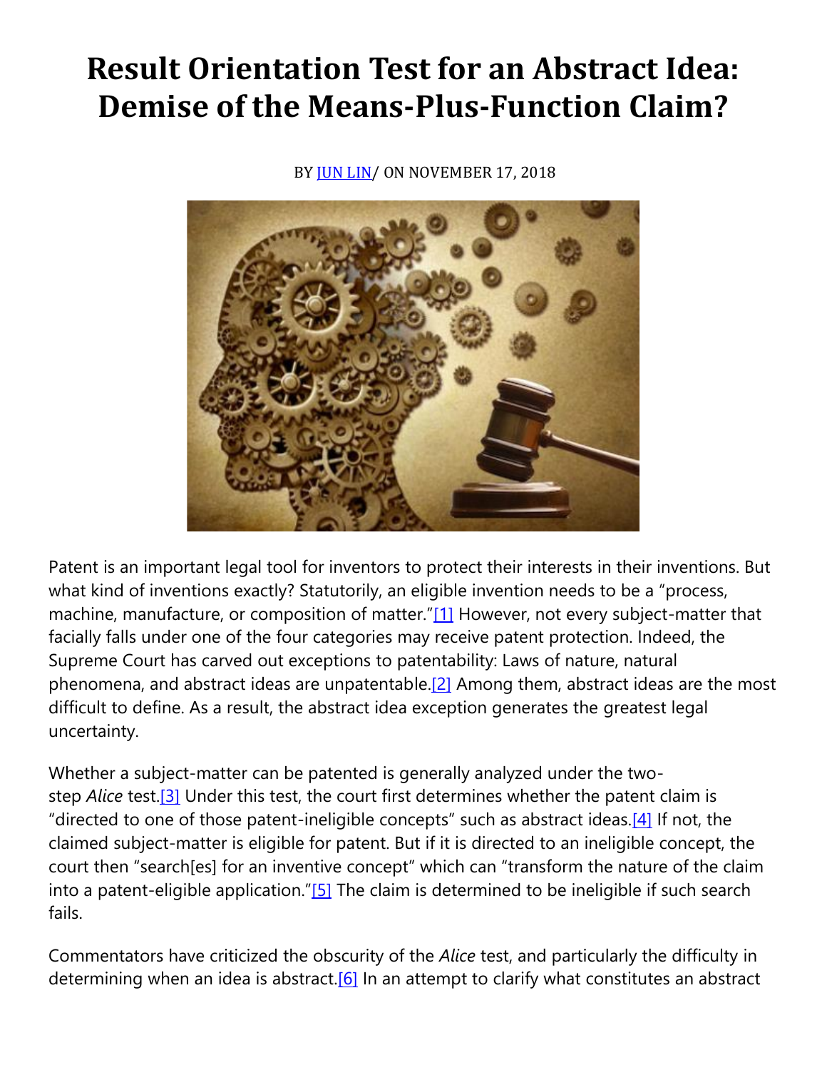# Result Orientation Test for an Abstract Idea: Demise of the Means-Plus-Function Claim?

BY [JUN LIN](#)/ ON NOVEMBER 17, 2018

Patent is an important legal tool for inventors to protect their interests in their inventions. But what kind of inventions exactly? Statutorily, an eligible invention needs to be a "process, machine, manufacture, or composition of matter."[1] However, not every subject-matter that facially falls under one of the four categories may receive patent protection. Indeed, the Supreme Court has carved out exceptions to patentability: Laws of nature, natural phenomena, and abstract ideas are unpatentable.[2] Among them, abstract ideas are the most difficult to define. As a result, the abstract idea exception generates the greatest legal uncertainty.

Whether a subject-matter can be patented is generally analyzed under the two-step *Alice* test.[3] Under this test, the court first determines whether the patent claim is "directed to one of those patent-ineligible concepts" such as abstract ideas.[4] If not, the claimed subject-matter is eligible for patent. But if it is directed to an ineligible concept, the court then "search[es] for an inventive concept" which can "transform the nature of the claim into a patent-eligible application."[5] The claim is determined to be ineligible if such search fails.

Commentators have criticized the obscurity of the *Alice* test, and particularly the difficulty in determining when an idea is abstract.[6] In an attempt to clarify what constitutes an abstract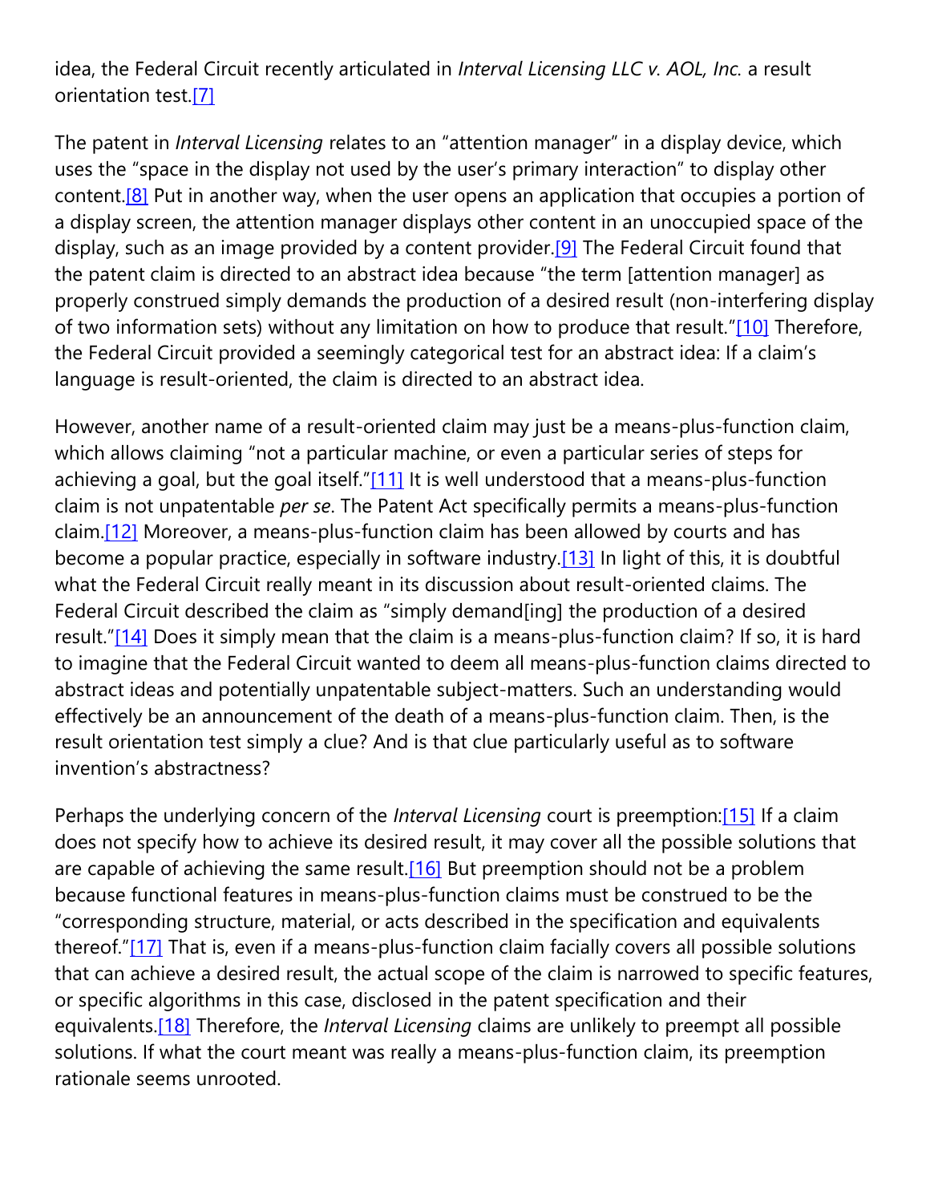idea, the Federal Circuit recently articulated in *Interval Licensing LLC v. AOL, Inc.* a result orientation test.[7]

The patent in *Interval Licensing* relates to an "attention manager" in a display device, which uses the "space in the display not used by the user's primary interaction" to display other content.[8] Put in another way, when the user opens an application that occupies a portion of a display screen, the attention manager displays other content in an unoccupied space of the display, such as an image provided by a content provider.[9] The Federal Circuit found that the patent claim is directed to an abstract idea because "the term [attention manager] as properly construed simply demands the production of a desired result (non-interfering display of two information sets) without any limitation on how to produce that result."[10] Therefore, the Federal Circuit provided a seemingly categorical test for an abstract idea: If a claim's language is result-oriented, the claim is directed to an abstract idea.

However, another name of a result-oriented claim may just be a means-plus-function claim, which allows claiming "not a particular machine, or even a particular series of steps for achieving a goal, but the goal itself."[11] It is well understood that a means-plus-function claim is not unpatentable *per se*. The Patent Act specifically permits a means-plus-function claim.[12] Moreover, a means-plus-function claim has been allowed by courts and has become a popular practice, especially in software industry.[13] In light of this, it is doubtful what the Federal Circuit really meant in its discussion about result-oriented claims. The Federal Circuit described the claim as "simply demand[ing] the production of a desired result."[14] Does it simply mean that the claim is a means-plus-function claim? If so, it is hard to imagine that the Federal Circuit wanted to deem all means-plus-function claims directed to abstract ideas and potentially unpatentable subject-matters. Such an understanding would effectively be an announcement of the death of a means-plus-function claim. Then, is the result orientation test simply a clue? And is that clue particularly useful as to software invention's abstractness?

Perhaps the underlying concern of the *Interval Licensing* court is preemption:[15] If a claim does not specify how to achieve its desired result, it may cover all the possible solutions that are capable of achieving the same result.[16] But preemption should not be a problem because functional features in means-plus-function claims must be construed to be the "corresponding structure, material, or acts described in the specification and equivalents thereof."[17] That is, even if a means-plus-function claim facially covers all possible solutions that can achieve a desired result, the actual scope of the claim is narrowed to specific features, or specific algorithms in this case, disclosed in the patent specification and their equivalents.[18] Therefore, the *Interval Licensing* claims are unlikely to preempt all possible solutions. If what the court meant was really a means-plus-function claim, its preemption rationale seems unrooted.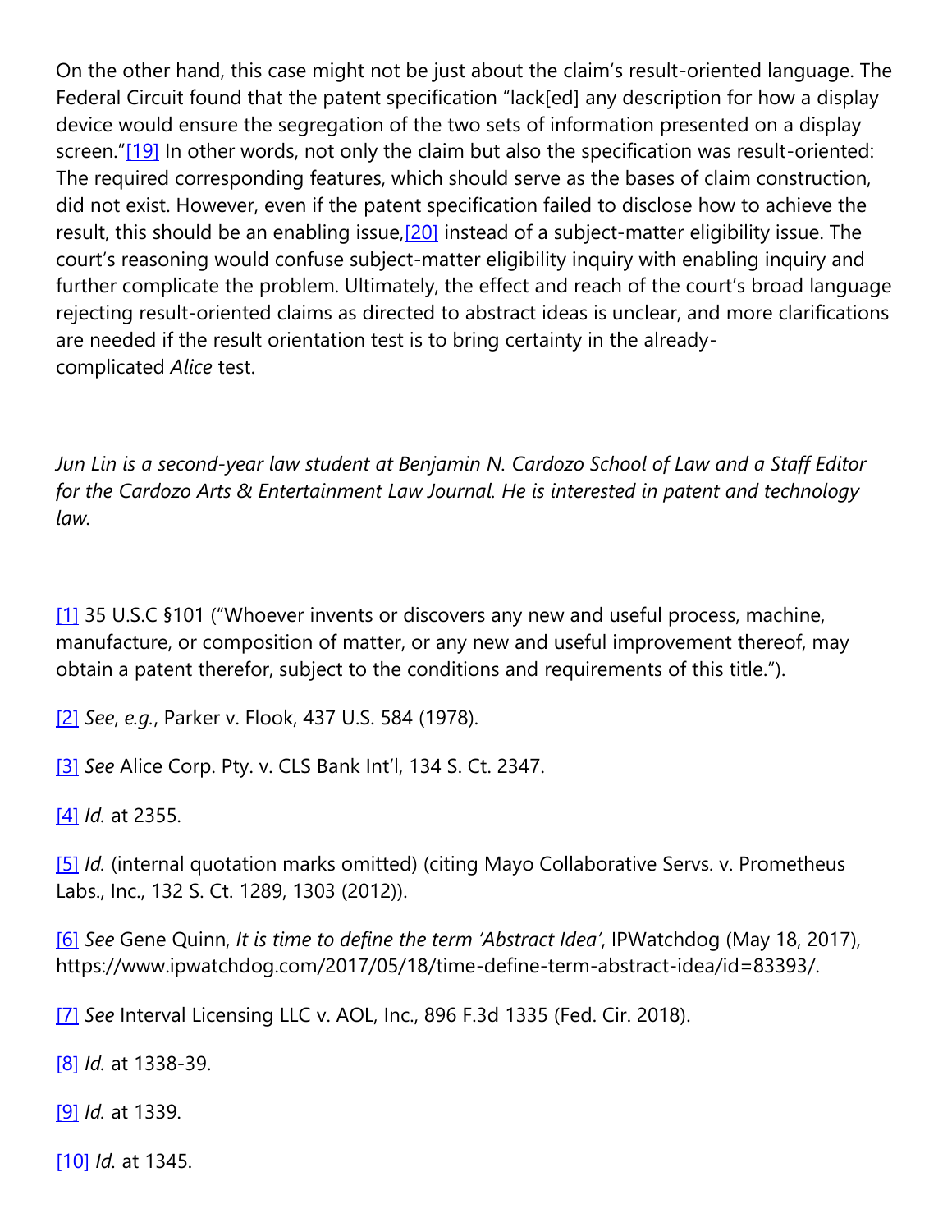On the other hand, this case might not be just about the claim's result-oriented language. The Federal Circuit found that the patent specification "lack[ed] any description for how a display device would ensure the segregation of the two sets of information presented on a display screen."[19] In other words, not only the claim but also the specification was result-oriented: The required corresponding features, which should serve as the bases of claim construction, did not exist. However, even if the patent specification failed to disclose how to achieve the result, this should be an enabling issue,[20] instead of a subject-matter eligibility issue. The court's reasoning would confuse subject-matter eligibility inquiry with enabling inquiry and further complicate the problem. Ultimately, the effect and reach of the court's broad language rejecting result-oriented claims as directed to abstract ideas is unclear, and more clarifications are needed if the result orientation test is to bring certainty in the already-complicated *Alice* test.

*Jun Lin is a second-year law student at Benjamin N. Cardozo School of Law and a Staff Editor for the Cardozo Arts & Entertainment Law Journal. He is interested in patent and technology law.*

[1] 35 U.S.C §101 ("Whoever invents or discovers any new and useful process, machine, manufacture, or composition of matter, or any new and useful improvement thereof, may obtain a patent therefor, subject to the conditions and requirements of this title.").

[2] *See*, *e.g.*, Parker v. Flook, 437 U.S. 584 (1978).

[3] *See* Alice Corp. Pty. v. CLS Bank Int'l, 134 S. Ct. 2347.

[4] *Id.* at 2355.

[5] *Id.* (internal quotation marks omitted) (citing Mayo Collaborative Servs. v. Prometheus Labs., Inc., 132 S. Ct. 1289, 1303 (2012)).

[6] *See* Gene Quinn, *It is time to define the term 'Abstract Idea'*, IPWatchdog (May 18, 2017), https://www.ipwatchdog.com/2017/05/18/time-define-term-abstract-idea/id=83393/.

[7] *See* Interval Licensing LLC v. AOL, Inc., 896 F.3d 1335 (Fed. Cir. 2018).

[8] *Id.* at 1338-39.

[9] *Id.* at 1339.

[10] *Id.* at 1345.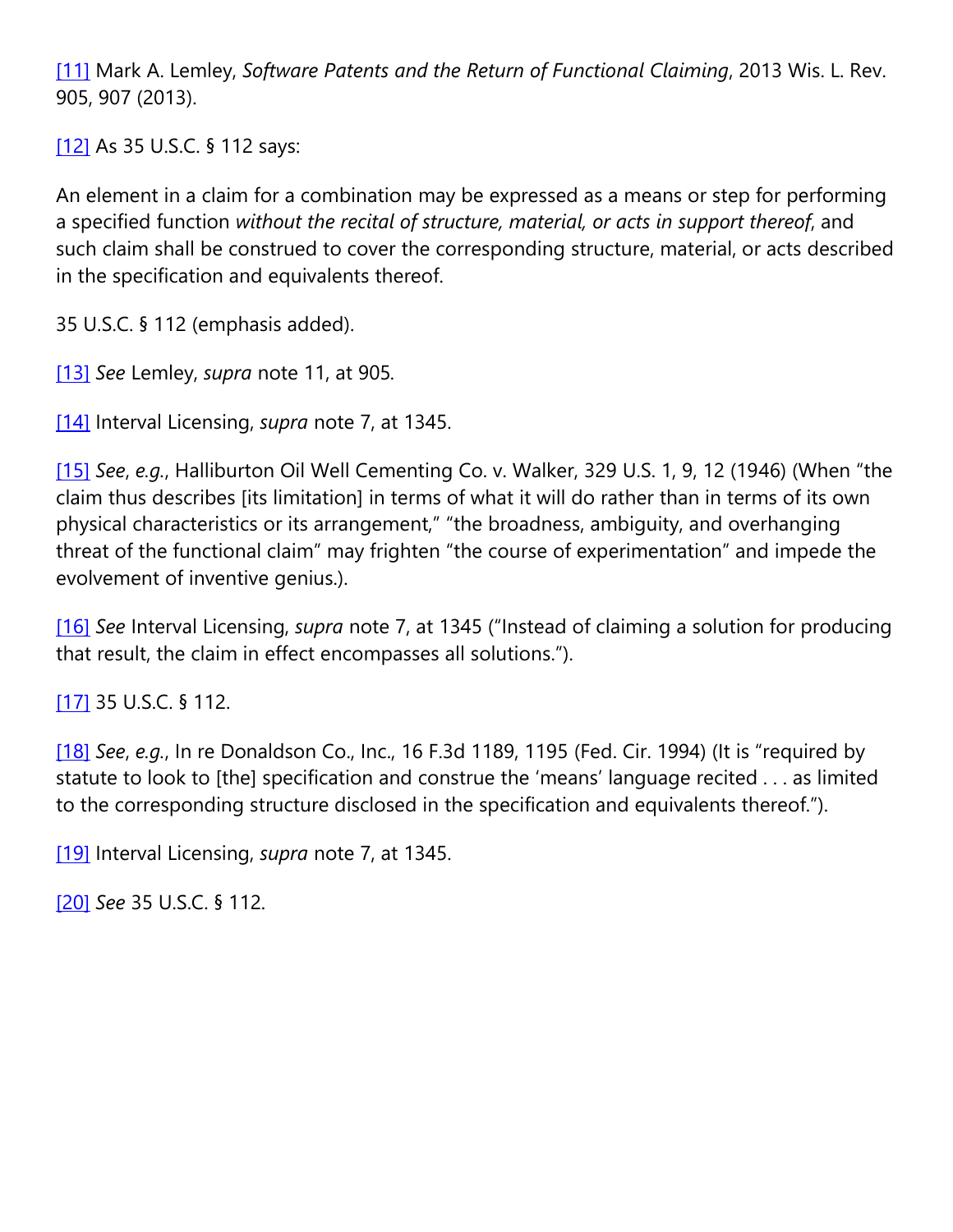[11] Mark A. Lemley, *Software Patents and the Return of Functional Claiming*, 2013 Wis. L. Rev. 905, 907 (2013).

[12] As 35 U.S.C. § 112 says:

An element in a claim for a combination may be expressed as a means or step for performing a specified function *without the recital of structure, material, or acts in support thereof*, and such claim shall be construed to cover the corresponding structure, material, or acts described in the specification and equivalents thereof.

35 U.S.C. § 112 (emphasis added).

[13] *See* Lemley, *supra* note 11, at 905.

[14] Interval Licensing, *supra* note 7, at 1345.

[15] *See*, *e.g.*, Halliburton Oil Well Cementing Co. v. Walker, 329 U.S. 1, 9, 12 (1946) (When "the claim thus describes [its limitation] in terms of what it will do rather than in terms of its own physical characteristics or its arrangement," "the broadness, ambiguity, and overhanging threat of the functional claim" may frighten "the course of experimentation" and impede the evolvement of inventive genius.).

[16] *See* Interval Licensing, *supra* note 7, at 1345 ("Instead of claiming a solution for producing that result, the claim in effect encompasses all solutions.").

[17] 35 U.S.C. § 112.

[18] *See*, *e.g.*, In re Donaldson Co., Inc., 16 F.3d 1189, 1195 (Fed. Cir. 1994) (It is "required by statute to look to [the] specification and construe the 'means' language recited . . . as limited to the corresponding structure disclosed in the specification and equivalents thereof.").

[19] Interval Licensing, *supra* note 7, at 1345.

[20] *See* 35 U.S.C. § 112.